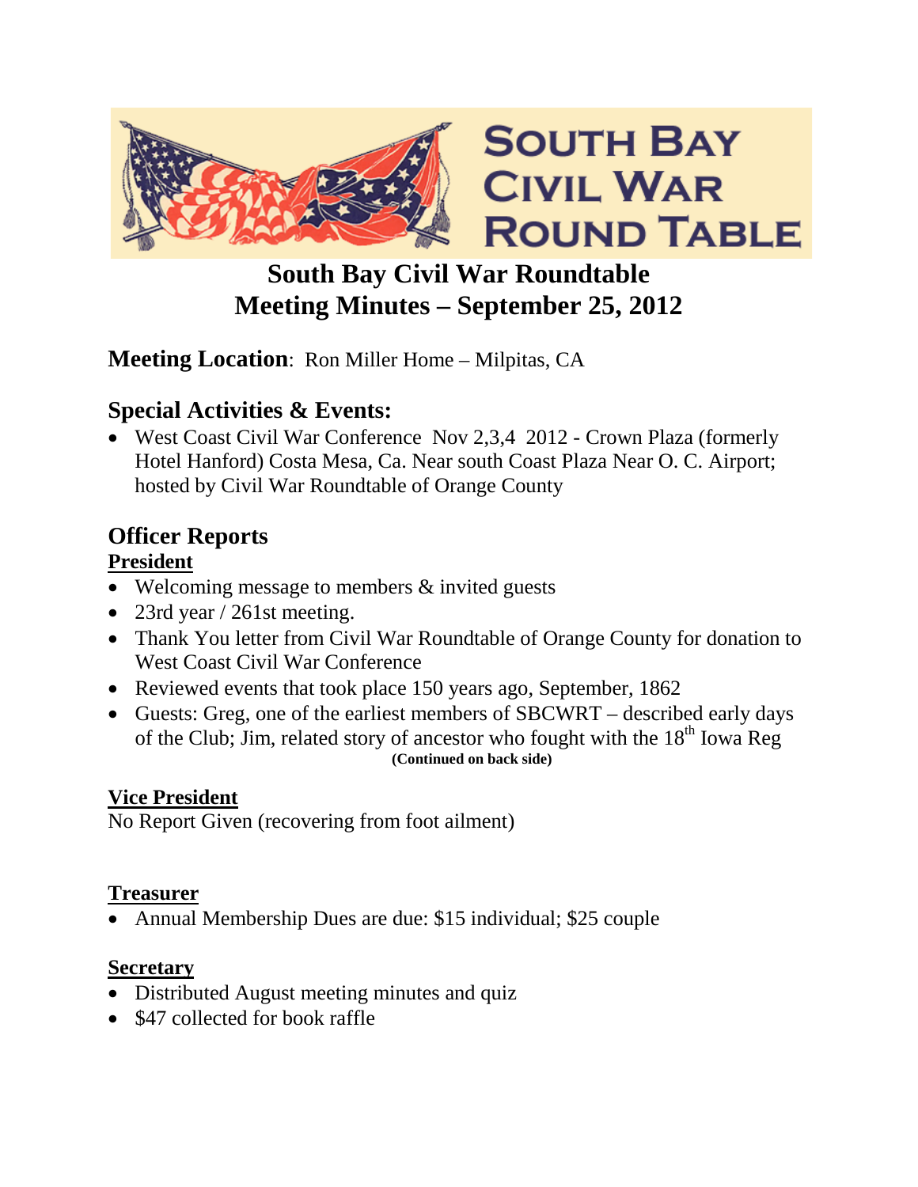SOUTH BAY CIVIL WAR ROUND TABLE

# South Bay Civil War Roundtable
# Meeting Minutes – September 25, 2012

**Meeting Location**: Ron Miller Home – Milpitas, CA

## Special Activities & Events:

- West Coast Civil War Conference Nov 2,3,4 2012 - Crown Plaza (formerly Hotel Hanford) Costa Mesa, Ca. Near south Coast Plaza Near O. C. Airport; hosted by Civil War Roundtable of Orange County

## Officer Reports

### President

- Welcoming message to members & invited guests
- 23rd year / 261st meeting.
- Thank You letter from Civil War Roundtable of Orange County for donation to West Coast Civil War Conference
- Reviewed events that took place 150 years ago, September, 1862
- Guests: Greg, one of the earliest members of SBCWRT – described early days of the Club; Jim, related story of ancestor who fought with the 18th Iowa Reg

**(Continued on back side)**

### Vice President

No Report Given (recovering from foot ailment)

### Treasurer

- Annual Membership Dues are due: $15 individual; $25 couple

### Secretary

- Distributed August meeting minutes and quiz
- $47 collected for book raffle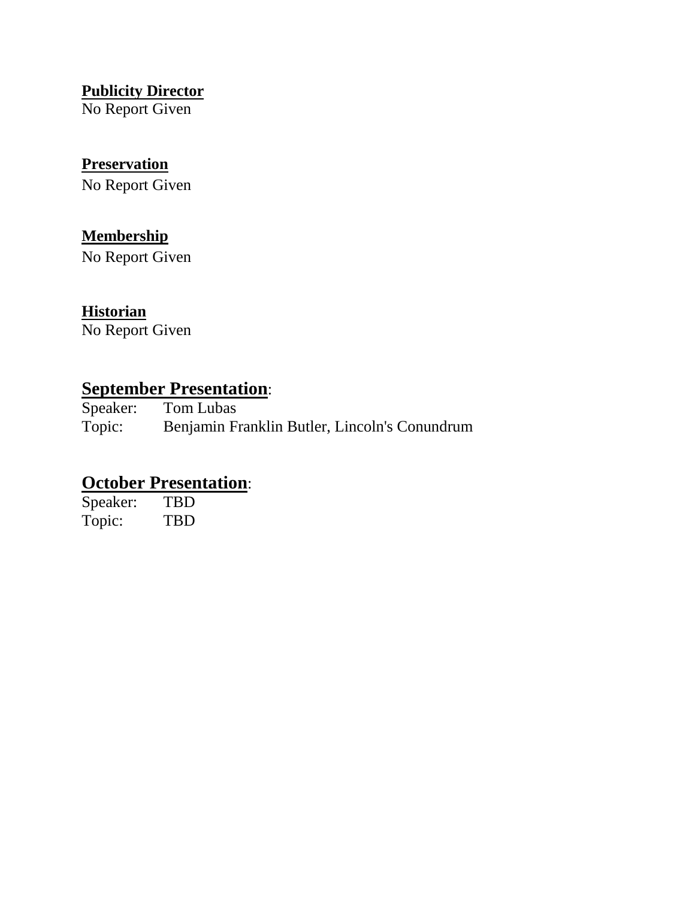**Publicity Director**

No Report Given

**Preservation**

No Report Given

**Membership**

No Report Given

**Historian**

No Report Given

## September Presentation:

Speaker: Tom Lubas
Topic: Benjamin Franklin Butler, Lincoln's Conundrum

## October Presentation:

Speaker: TBD
Topic: TBD